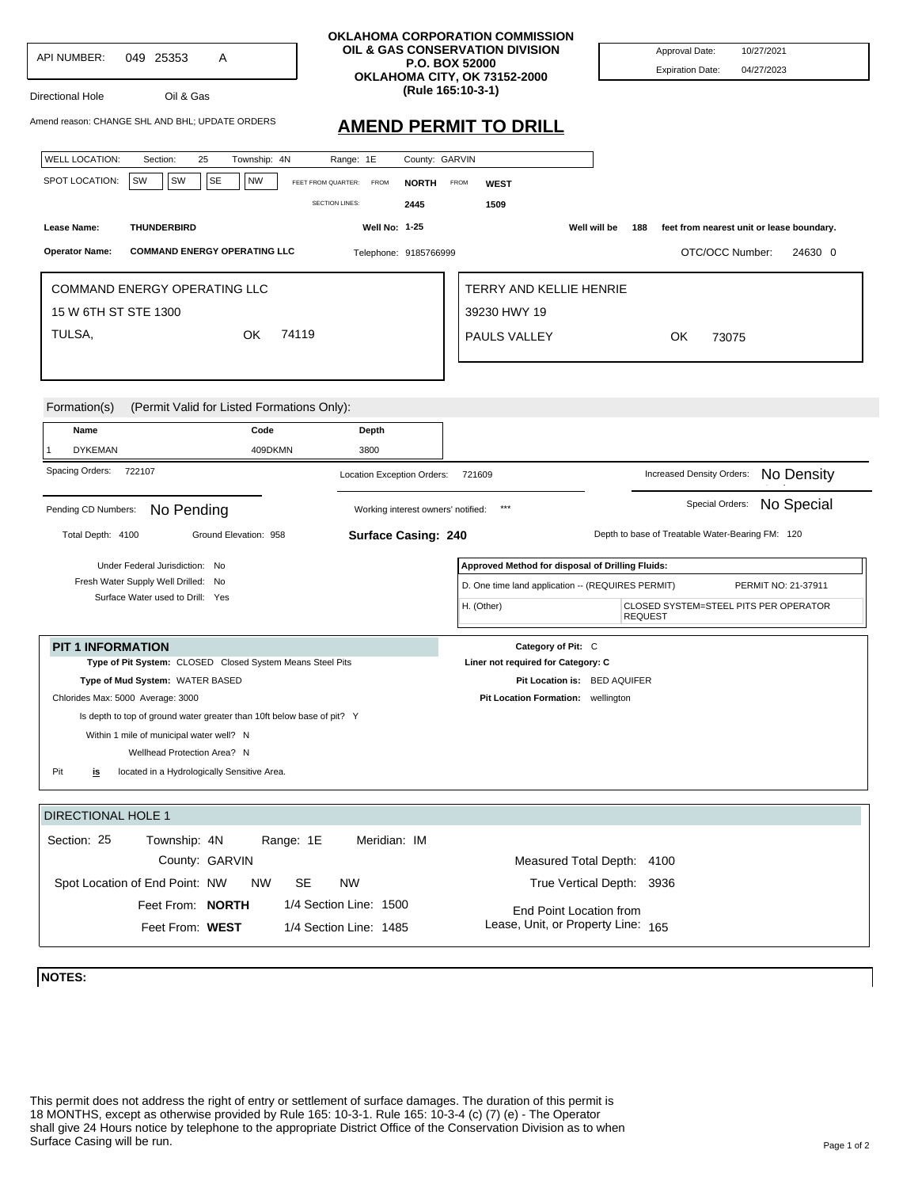API NUMBER: 049 25353 A

**OKLAHOMA CORPORATION COMMISSION**
**OIL & GAS CONSERVATION DIVISION**
**P.O. BOX 52000**
**OKLAHOMA CITY, OK 73152-2000**
**(Rule 165:10-3-1)**

Approval Date: 10/27/2021
Expiration Date: 04/27/2023

Directional Hole Oil & Gas

Amend reason: CHANGE SHL AND BHL; UPDATE ORDERS

# AMEND PERMIT TO DRILL

WELL LOCATION: Section: 25 Township: 4N Range: 1E County: GARVIN

SPOT LOCATION: SW SW SE NW FEET FROM QUARTER: FROM **NORTH** FROM **WEST**

SECTION LINES: 2445 1509

**Lease Name:** **THUNDERBIRD** **Well No: 1-25** **Well will be** **188** **feet from nearest unit or lease boundary.**

**Operator Name:** **COMMAND ENERGY OPERATING LLC** Telephone: 9185766999 OTC/OCC Number: 24630 0

COMMAND ENERGY OPERATING LLC
15 W 6TH ST STE 1300
TULSA, OK 74119

TERRY AND KELLIE HENRIE
39230 HWY 19
PAULS VALLEY OK 73075

Formation(s) (Permit Valid for Listed Formations Only):

| | Name | Code | Depth |
|---|---|---|---|
| 1 | DYKEMAN | 409DKMN | 3800 |

Spacing Orders: 722107

Location Exception Orders: 721609

Increased Density Orders: No Density

Pending CD Numbers: No Pending

Working interest owners' notified: ***

Special Orders: No Special

Total Depth: 4100 Ground Elevation: 958 **Surface Casing: 240** Depth to base of Treatable Water-Bearing FM: 120

Under Federal Jurisdiction: No
Fresh Water Supply Well Drilled: No
Surface Water used to Drill: Yes

**Approved Method for disposal of Drilling Fluids:**

| | |
|---|---|
| D. One time land application -- (REQUIRES PERMIT) | PERMIT NO: 21-37911 |
| H. (Other) | CLOSED SYSTEM=STEEL PITS PER OPERATOR REQUEST |

## PIT 1 INFORMATION

**Type of Pit System:** CLOSED Closed System Means Steel Pits
**Type of Mud System:** WATER BASED
Chlorides Max: 5000 Average: 3000
Is depth to top of ground water greater than 10ft below base of pit? Y
Within 1 mile of municipal water well? N
Wellhead Protection Area? N
Pit **is** located in a Hydrologically Sensitive Area.

**Category of Pit:** C
**Liner not required for Category: C**
**Pit Location is:** BED AQUIFER
**Pit Location Formation:** wellington

## DIRECTIONAL HOLE 1

Section: 25 Township: 4N Range: 1E Meridian: IM
County: GARVIN
Spot Location of End Point: NW NW SE NW
Feet From: **NORTH** 1/4 Section Line: 1500
Feet From: **WEST** 1/4 Section Line: 1485

Measured Total Depth: 4100
True Vertical Depth: 3936
End Point Location from Lease, Unit, or Property Line: 165

**NOTES:**

This permit does not address the right of entry or settlement of surface damages. The duration of this permit is 18 MONTHS, except as otherwise provided by Rule 165: 10-3-1. Rule 165: 10-3-4 (c) (7) (e) - The Operator shall give 24 Hours notice by telephone to the appropriate District Office of the Conservation Division as to when Surface Casing will be run.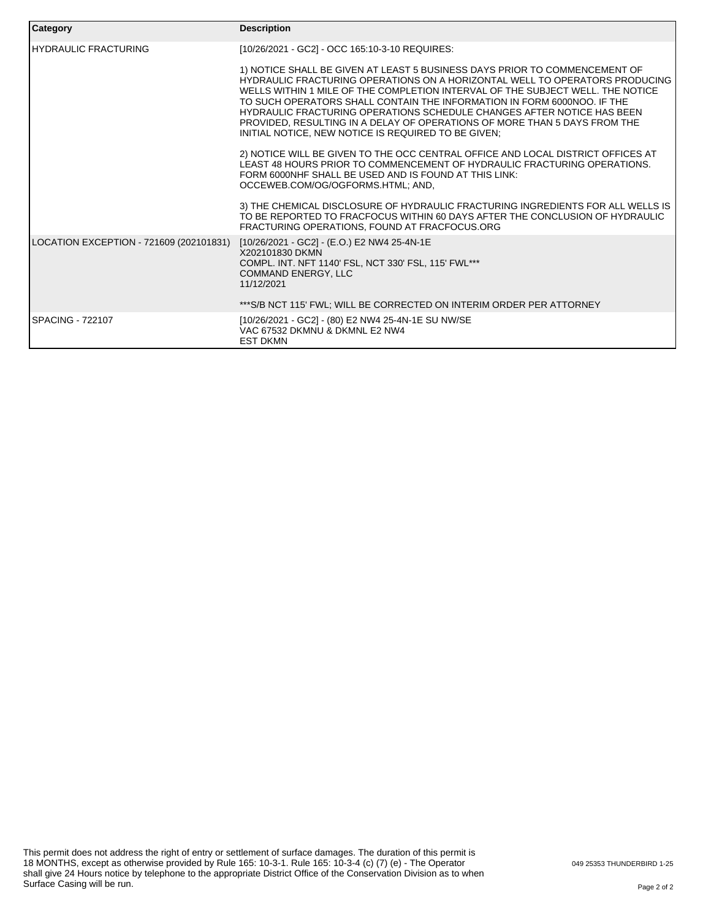| Category | Description |
|---|---|
| HYDRAULIC FRACTURING | [10/26/2021 - GC2] - OCC 165:10-3-10 REQUIRES:<br><br>1) NOTICE SHALL BE GIVEN AT LEAST 5 BUSINESS DAYS PRIOR TO COMMENCEMENT OF HYDRAULIC FRACTURING OPERATIONS ON A HORIZONTAL WELL TO OPERATORS PRODUCING WELLS WITHIN 1 MILE OF THE COMPLETION INTERVAL OF THE SUBJECT WELL. THE NOTICE TO SUCH OPERATORS SHALL CONTAIN THE INFORMATION IN FORM 6000NOO. IF THE HYDRAULIC FRACTURING OPERATIONS SCHEDULE CHANGES AFTER NOTICE HAS BEEN PROVIDED, RESULTING IN A DELAY OF OPERATIONS OF MORE THAN 5 DAYS FROM THE INITIAL NOTICE, NEW NOTICE IS REQUIRED TO BE GIVEN;<br><br>2) NOTICE WILL BE GIVEN TO THE OCC CENTRAL OFFICE AND LOCAL DISTRICT OFFICES AT LEAST 48 HOURS PRIOR TO COMMENCEMENT OF HYDRAULIC FRACTURING OPERATIONS. FORM 6000NHF SHALL BE USED AND IS FOUND AT THIS LINK: OCCEWEB.COM/OG/OGFORMS.HTML; AND,<br><br>3) THE CHEMICAL DISCLOSURE OF HYDRAULIC FRACTURING INGREDIENTS FOR ALL WELLS IS TO BE REPORTED TO FRACFOCUS WITHIN 60 DAYS AFTER THE CONCLUSION OF HYDRAULIC FRACTURING OPERATIONS, FOUND AT FRACFOCUS.ORG |
| LOCATION EXCEPTION - 721609 (202101831) | [10/26/2021 - GC2] - (E.O.) E2 NW4 25-4N-1E<br>X202101830 DKMN<br>COMPL. INT. NFT 1140' FSL, NCT 330' FSL, 115' FWL***<br>COMMAND ENERGY, LLC<br>11/12/2021<br><br>***S/B NCT 115' FWL; WILL BE CORRECTED ON INTERIM ORDER PER ATTORNEY |
| SPACING - 722107 | [10/26/2021 - GC2] - (80) E2 NW4 25-4N-1E SU NW/SE<br>VAC 67532 DKMNU & DKMNL E2 NW4<br>EST DKMN |

This permit does not address the right of entry or settlement of surface damages. The duration of this permit is 18 MONTHS, except as otherwise provided by Rule 165: 10-3-1. Rule 165: 10-3-4 (c) (7) (e) - The Operator shall give 24 Hours notice by telephone to the appropriate District Office of the Conservation Division as to when Surface Casing will be run.

049 25353 THUNDERBIRD 1-25